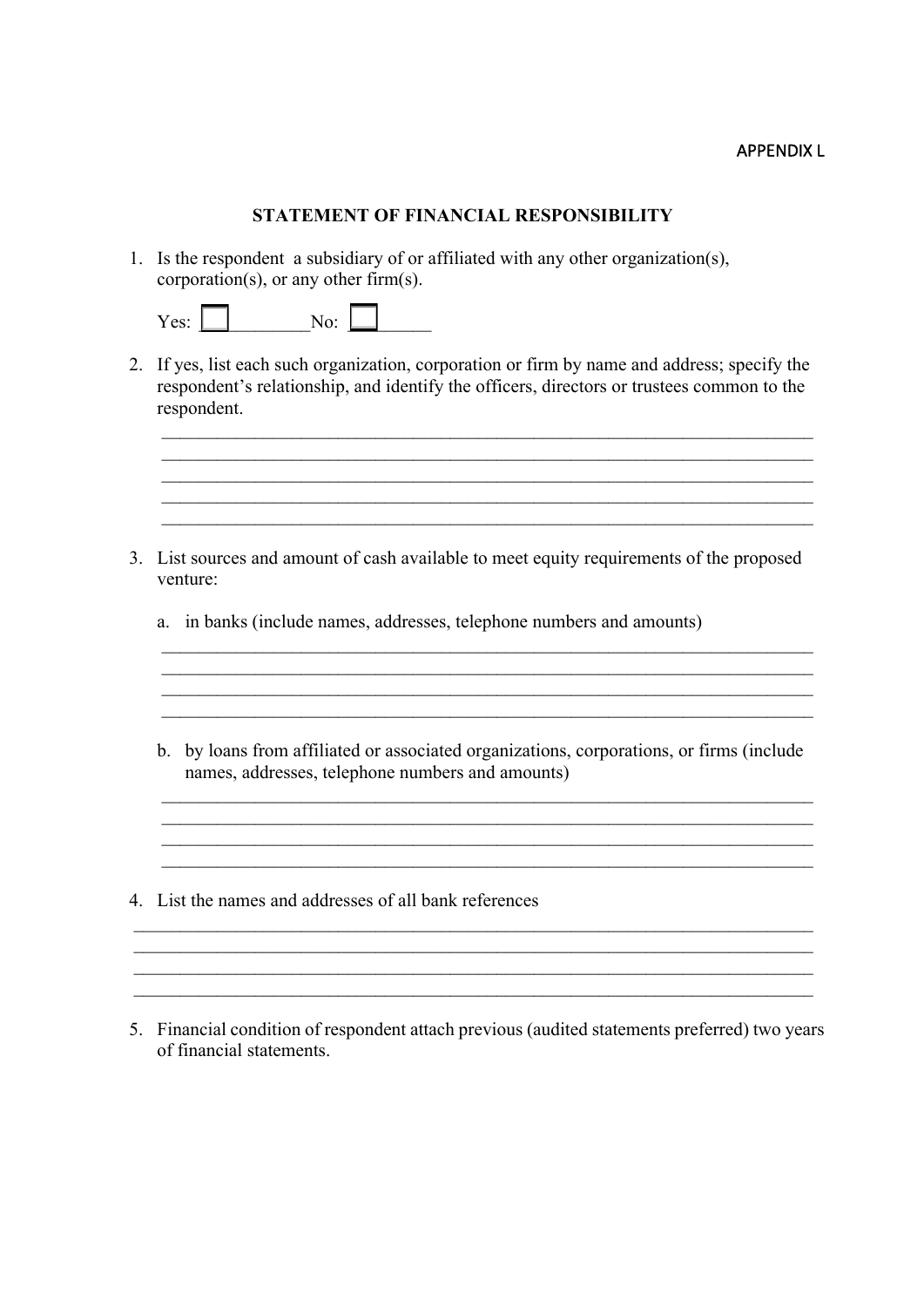APPENDIX L

## STATEMENT OF FINANCIAL RESPONSIBILITY

1. Is the respondent a subsidiary of or affiliated with any other organization(s), corporation(s), or any other firm(s).

   Yes: ☐ ____________ No: ☐ _________

2. If yes, list each such organization, corporation or firm by name and address; specify the respondent's relationship, and identify the officers, directors or trustees common to the respondent.

   ______________________________________________________________________________
   ______________________________________________________________________________
   ______________________________________________________________________________
   ______________________________________________________________________________
   ______________________________________________________________________________

3. List sources and amount of cash available to meet equity requirements of the proposed venture:

   a. in banks (include names, addresses, telephone numbers and amounts)

   ______________________________________________________________________________
   ______________________________________________________________________________
   ______________________________________________________________________________
   ______________________________________________________________________________

   b. by loans from affiliated or associated organizations, corporations, or firms (include names, addresses, telephone numbers and amounts)

   ______________________________________________________________________________
   ______________________________________________________________________________
   ______________________________________________________________________________
   ______________________________________________________________________________

4. List the names and addresses of all bank references

   ______________________________________________________________________________
   ______________________________________________________________________________
   ______________________________________________________________________________
   ______________________________________________________________________________

5. Financial condition of respondent attach previous (audited statements preferred) two years of financial statements.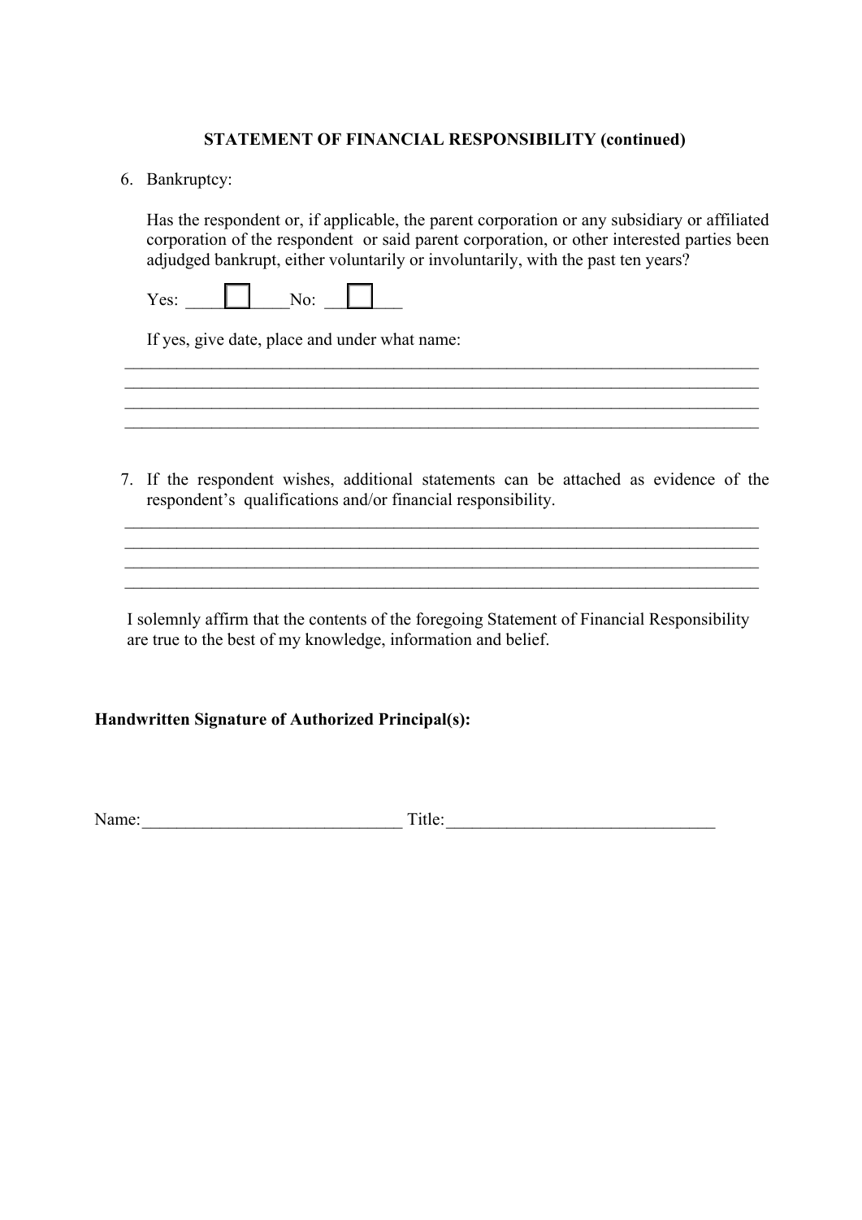**STATEMENT OF FINANCIAL RESPONSIBILITY (continued)**

6. Bankruptcy:

   Has the respondent or, if applicable, the parent corporation or any subsidiary or affiliated corporation of the respondent or said parent corporation, or other interested parties been adjudged bankrupt, either voluntarily or involuntarily, with the past ten years?

   Yes: ☐ No: ☐

   If yes, give date, place and under what name:

   ______________________________________________________________________________
   ______________________________________________________________________________
   ______________________________________________________________________________
   ______________________________________________________________________________

7. If the respondent wishes, additional statements can be attached as evidence of the respondent's qualifications and/or financial responsibility.

   ______________________________________________________________________________
   ______________________________________________________________________________
   ______________________________________________________________________________
   ______________________________________________________________________________

I solemnly affirm that the contents of the foregoing Statement of Financial Responsibility are true to the best of my knowledge, information and belief.

**Handwritten Signature of Authorized Principal(s):**

Name:______________________________ Title:______________________________